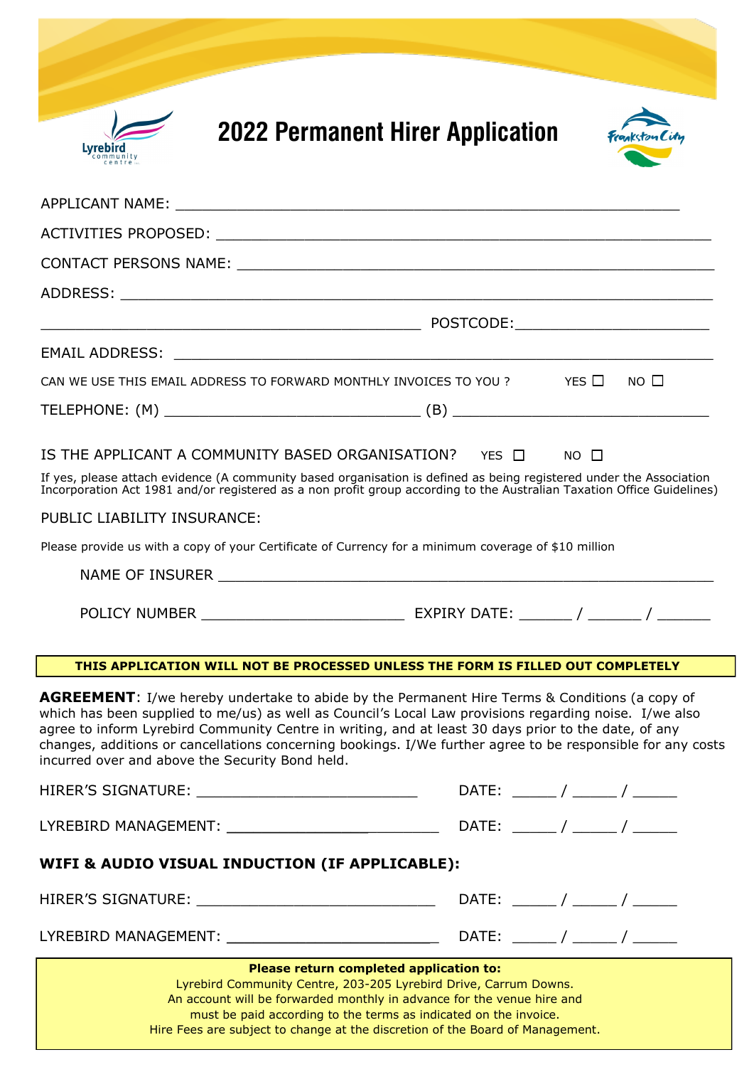# 2022 Permanent Hirer Application

APPLICANT NAME: ____________________________________________________________

ACTIVITIES PROPOSED: _________________________________________________________

CONTACT PERSONS NAME: ________________________________________________________

ADDRESS: ___________________________________________________________________

_____________________________________________ POSTCODE:______________________

EMAIL ADDRESS: _______________________________________________________________

CAN WE USE THIS EMAIL ADDRESS TO FORWARD MONTHLY INVOICES TO YOU ? YES ☐ NO ☐

TELEPHONE: (M) ______________________________ (B) ______________________________

IS THE APPLICANT A COMMUNITY BASED ORGANISATION? YES ☐ NO ☐

If yes, please attach evidence (A community based organisation is defined as being registered under the Association Incorporation Act 1981 and/or registered as a non profit group according to the Australian Taxation Office Guidelines)

PUBLIC LIABILITY INSURANCE:

Please provide us with a copy of your Certificate of Currency for a minimum coverage of $10 million

NAME OF INSURER ___________________________________________________________

POLICY NUMBER ________________________ EXPIRY DATE: ______ / ______ / ______

**THIS APPLICATION WILL NOT BE PROCESSED UNLESS THE FORM IS FILLED OUT COMPLETELY**

**AGREEMENT**: I/we hereby undertake to abide by the Permanent Hire Terms & Conditions (a copy of which has been supplied to me/us) as well as Council's Local Law provisions regarding noise. I/we also agree to inform Lyrebird Community Centre in writing, and at least 30 days prior to the date, of any changes, additions or cancellations concerning bookings. I/We further agree to be responsible for any costs incurred over and above the Security Bond held.

HIRER'S SIGNATURE: __________________________ DATE: _____ / _____ / _____

LYREBIRD MANAGEMENT: ________________________ DATE: _____ / _____ / _____

**WIFI & AUDIO VISUAL INDUCTION (IF APPLICABLE):**

HIRER'S SIGNATURE: ____________________________ DATE: _____ / _____ / _____

LYREBIRD MANAGEMENT: ________________________ DATE: _____ / _____ / _____

**Please return completed application to:**
Lyrebird Community Centre, 203-205 Lyrebird Drive, Carrum Downs.
An account will be forwarded monthly in advance for the venue hire and must be paid according to the terms as indicated on the invoice.
Hire Fees are subject to change at the discretion of the Board of Management.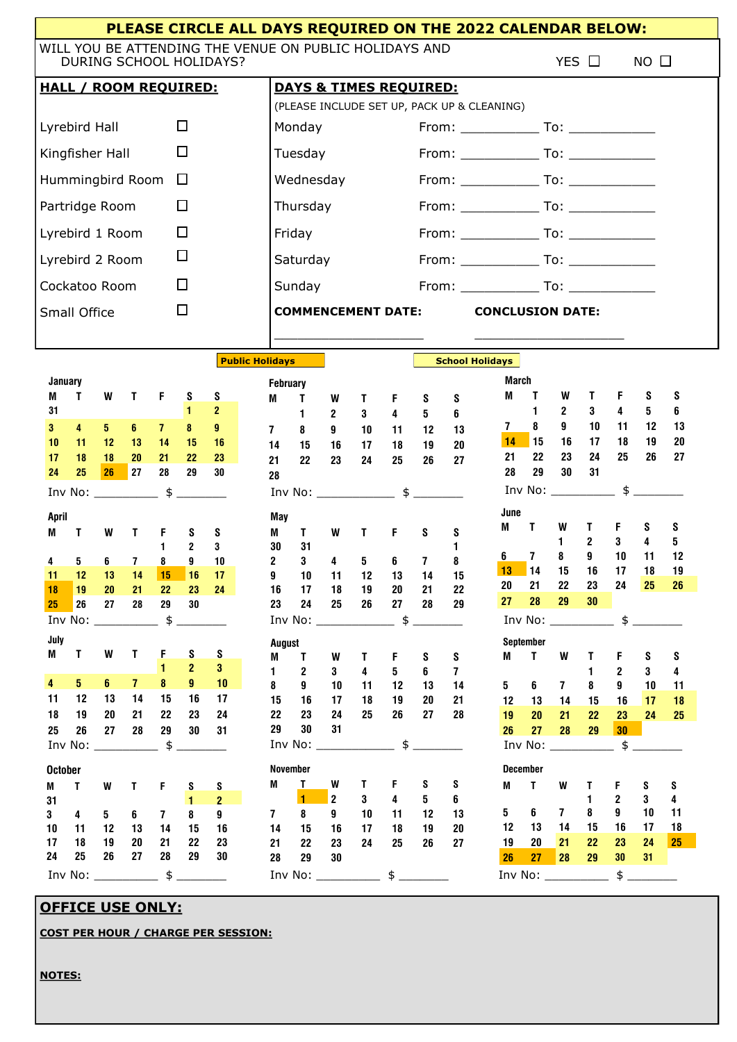**PLEASE CIRCLE ALL DAYS REQUIRED ON THE 2022 CALENDAR BELOW:**

WILL YOU BE ATTENDING THE VENUE ON PUBLIC HOLIDAYS AND DURING SCHOOL HOLIDAYS? YES ☐ NO ☐

| HALL / ROOM REQUIRED: | | DAYS & TIMES REQUIRED: (PLEASE INCLUDE SET UP, PACK UP & CLEANING) | | |
|---|---|---|---|---|
| Lyrebird Hall | ☐ | Monday | From: ___________ | To: ____________ |
| Kingfisher Hall | ☐ | Tuesday | From: ___________ | To: ____________ |
| Hummingbird Room | ☐ | Wednesday | From: ___________ | To: ____________ |
| Partridge Room | ☐ | Thursday | From: ___________ | To: ____________ |
| Lyrebird 1 Room | ☐ | Friday | From: ___________ | To: ____________ |
| Lyrebird 2 Room | ☐ | Saturday | From: ___________ | To: ____________ |
| Cockatoo Room | ☐ | Sunday | From: ___________ | To: ____________ |
| Small Office | ☐ | COMMENCEMENT DATE: ____________________ | CONCLUSION DATE: ____________________ | |

Public Holidays | School Holidays

**January**

| M | T | W | T | F | S | S |
|---|---|---|---|---|---|---|
| 31 | | | | | 1 | 2 |
| 3 | 4 | 5 | 6 | 7 | 8 | 9 |
| 10 | 11 | 12 | 13 | 14 | 15 | 16 |
| 17 | 18 | 19 | 20 | 21 | 22 | 23 |
| 24 | 25 | 26 | 27 | 28 | 29 | 30 |

Inv No: __________ $ ________

**February**

| M | T | W | T | F | S | S |
|---|---|---|---|---|---|---|
| | 1 | 2 | 3 | 4 | 5 | 6 |
| 7 | 8 | 9 | 10 | 11 | 12 | 13 |
| 14 | 15 | 16 | 17 | 18 | 19 | 20 |
| 21 | 22 | 23 | 24 | 25 | 26 | 27 |
| 28 | | | | | | |

Inv No: ____________ $ ________

**March**

| M | T | W | T | F | S | S |
|---|---|---|---|---|---|---|
| | 1 | 2 | 3 | 4 | 5 | 6 |
| 7 | 8 | 9 | 10 | 11 | 12 | 13 |
| 14 | 15 | 16 | 17 | 18 | 19 | 20 |
| 21 | 22 | 23 | 24 | 25 | 26 | 27 |
| 28 | 29 | 30 | 31 | | | |

Inv No: __________ $ ________

**April**

| M | T | W | T | F | S | S |
|---|---|---|---|---|---|---|
| | | | | 1 | 2 | 3 |
| 4 | 5 | 6 | 7 | 8 | 9 | 10 |
| 11 | 12 | 13 | 14 | 15 | 16 | 17 |
| 18 | 19 | 20 | 21 | 22 | 23 | 24 |
| 25 | 26 | 27 | 28 | 29 | 30 | |

Inv No: __________ $ ________

**May**

| M | T | W | T | F | S | S |
|---|---|---|---|---|---|---|
| 30 | 31 | | | | | 1 |
| 2 | 3 | 4 | 5 | 6 | 7 | 8 |
| 9 | 10 | 11 | 12 | 13 | 14 | 15 |
| 16 | 17 | 18 | 19 | 20 | 21 | 22 |
| 23 | 24 | 25 | 26 | 27 | 28 | 29 |

Inv No: ____________ $ ________

**June**

| M | T | W | T | F | S | S |
|---|---|---|---|---|---|---|
| | | 1 | 2 | 3 | 4 | 5 |
| 6 | 7 | 8 | 9 | 10 | 11 | 12 |
| 13 | 14 | 15 | 16 | 17 | 18 | 19 |
| 20 | 21 | 22 | 23 | 24 | 25 | 26 |
| 27 | 28 | 29 | 30 | | | |

Inv No: __________ $ ________

**July**

| M | T | W | T | F | S | S |
|---|---|---|---|---|---|---|
| | | | | 1 | 2 | 3 |
| 4 | 5 | 6 | 7 | 8 | 9 | 10 |
| 11 | 12 | 13 | 14 | 15 | 16 | 17 |
| 18 | 19 | 20 | 21 | 22 | 23 | 24 |
| 25 | 26 | 27 | 28 | 29 | 30 | 31 |

Inv No: __________ $ ________

**August**

| M | T | W | T | F | S | S |
|---|---|---|---|---|---|---|
| 1 | 2 | 3 | 4 | 5 | 6 | 7 |
| 8 | 9 | 10 | 11 | 12 | 13 | 14 |
| 15 | 16 | 17 | 18 | 19 | 20 | 21 |
| 22 | 23 | 24 | 25 | 26 | 27 | 28 |
| 29 | 30 | 31 | | | | |

Inv No: ____________ $ ________

**September**

| M | T | W | T | F | S | S |
|---|---|---|---|---|---|---|
| | | | 1 | 2 | 3 | 4 |
| 5 | 6 | 7 | 8 | 9 | 10 | 11 |
| 12 | 13 | 14 | 15 | 16 | 17 | 18 |
| 19 | 20 | 21 | 22 | 23 | 24 | 25 |
| 26 | 27 | 28 | 29 | 30 | | |

Inv No: __________ $ ________

**October**

| M | T | W | T | F | S | S |
|---|---|---|---|---|---|---|
| 31 | | | | | 1 | 2 |
| 3 | 4 | 5 | 6 | 7 | 8 | 9 |
| 10 | 11 | 12 | 13 | 14 | 15 | 16 |
| 17 | 18 | 19 | 20 | 21 | 22 | 23 |
| 24 | 25 | 26 | 27 | 28 | 29 | 30 |

Inv No: __________ $ ________

**November**

| M | T | W | T | F | S | S |
|---|---|---|---|---|---|---|
| | 1 | 2 | 3 | 4 | 5 | 6 |
| 7 | 8 | 9 | 10 | 11 | 12 | 13 |
| 14 | 15 | 16 | 17 | 18 | 19 | 20 |
| 21 | 22 | 23 | 24 | 25 | 26 | 27 |
| 28 | 29 | 30 | | | | |

Inv No: __________ $ ________

**December**

| M | T | W | T | F | S | S |
|---|---|---|---|---|---|---|
| | | | 1 | 2 | 3 | 4 |
| 5 | 6 | 7 | 8 | 9 | 10 | 11 |
| 12 | 13 | 14 | 15 | 16 | 17 | 18 |
| 19 | 20 | 21 | 22 | 23 | 24 | 25 |
| 26 | 27 | 28 | 29 | 30 | 31 | |

Inv No: __________ $ ________

## OFFICE USE ONLY:

**COST PER HOUR / CHARGE PER SESSION:**

**NOTES:**